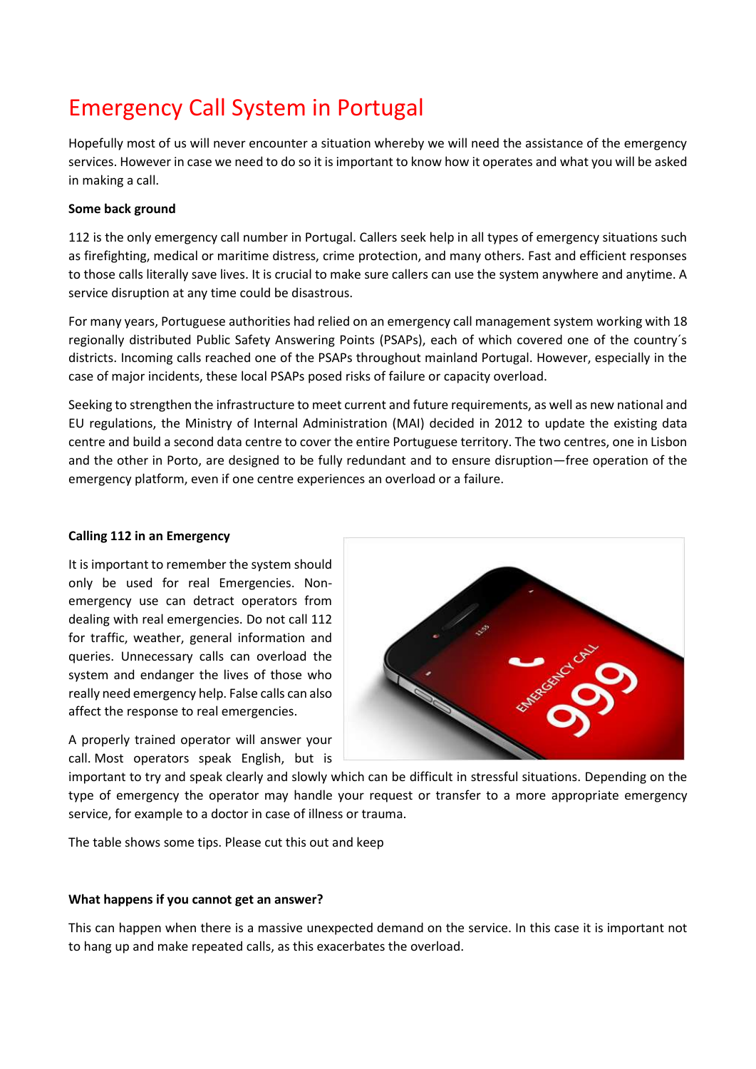# Emergency Call System in Portugal

Hopefully most of us will never encounter a situation whereby we will need the assistance of the emergency services. However in case we need to do so it is important to know how it operates and what you will be asked in making a call.

**Some back ground**

112 is the only emergency call number in Portugal. Callers seek help in all types of emergency situations such as firefighting, medical or maritime distress, crime protection, and many others. Fast and efficient responses to those calls literally save lives. It is crucial to make sure callers can use the system anywhere and anytime. A service disruption at any time could be disastrous.

For many years, Portuguese authorities had relied on an emergency call management system working with 18 regionally distributed Public Safety Answering Points (PSAPs), each of which covered one of the country´s districts. Incoming calls reached one of the PSAPs throughout mainland Portugal. However, especially in the case of major incidents, these local PSAPs posed risks of failure or capacity overload.

Seeking to strengthen the infrastructure to meet current and future requirements, as well as new national and EU regulations, the Ministry of Internal Administration (MAI) decided in 2012 to update the existing data centre and build a second data centre to cover the entire Portuguese territory. The two centres, one in Lisbon and the other in Porto, are designed to be fully redundant and to ensure disruption—free operation of the emergency platform, even if one centre experiences an overload or a failure.

**Calling 112 in an Emergency**

It is important to remember the system should only be used for real Emergencies. Non-emergency use can detract operators from dealing with real emergencies. Do not call 112 for traffic, weather, general information and queries. Unnecessary calls can overload the system and endanger the lives of those who really need emergency help. False calls can also affect the response to real emergencies.

A properly trained operator will answer your call. Most operators speak English, but is important to try and speak clearly and slowly which can be difficult in stressful situations. Depending on the type of emergency the operator may handle your request or transfer to a more appropriate emergency service, for example to a doctor in case of illness or trauma.

The table shows some tips. Please cut this out and keep

**What happens if you cannot get an answer?**

This can happen when there is a massive unexpected demand on the service. In this case it is important not to hang up and make repeated calls, as this exacerbates the overload.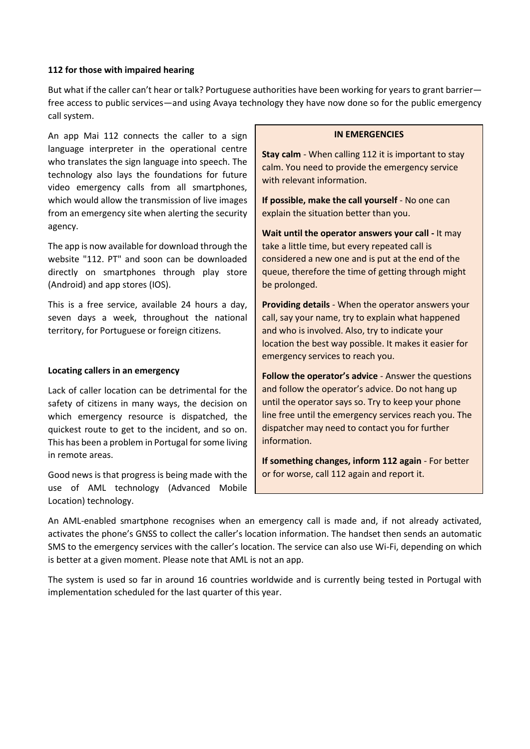**112 for those with impaired hearing**

But what if the caller can't hear or talk? Portuguese authorities have been working for years to grant barrier—free access to public services—and using Avaya technology they have now done so for the public emergency call system.

An app Mai 112 connects the caller to a sign language interpreter in the operational centre who translates the sign language into speech. The technology also lays the foundations for future video emergency calls from all smartphones, which would allow the transmission of live images from an emergency site when alerting the security agency.

The app is now available for download through the website "112. PT" and soon can be downloaded directly on smartphones through play store (Android) and app stores (IOS).

This is a free service, available 24 hours a day, seven days a week, throughout the national territory, for Portuguese or foreign citizens.

**Locating callers in an emergency**

Lack of caller location can be detrimental for the safety of citizens in many ways, the decision on which emergency resource is dispatched, the quickest route to get to the incident, and so on. This has been a problem in Portugal for some living in remote areas.

Good news is that progress is being made with the use of AML technology (Advanced Mobile Location) technology.

An AML-enabled smartphone recognises when an emergency call is made and, if not already activated, activates the phone's GNSS to collect the caller's location information. The handset then sends an automatic SMS to the emergency services with the caller's location. The service can also use Wi-Fi, depending on which is better at a given moment. Please note that AML is not an app.

The system is used so far in around 16 countries worldwide and is currently being tested in Portugal with implementation scheduled for the last quarter of this year.

**IN EMERGENCIES**

**Stay calm** - When calling 112 it is important to stay calm. You need to provide the emergency service with relevant information.

**If possible, make the call yourself** - No one can explain the situation better than you.

**Wait until the operator answers your call -** It may take a little time, but every repeated call is considered a new one and is put at the end of the queue, therefore the time of getting through might be prolonged.

**Providing details** - When the operator answers your call, say your name, try to explain what happened and who is involved. Also, try to indicate your location the best way possible. It makes it easier for emergency services to reach you.

**Follow the operator's advice** - Answer the questions and follow the operator's advice. Do not hang up until the operator says so. Try to keep your phone line free until the emergency services reach you. The dispatcher may need to contact you for further information.

**If something changes, inform 112 again** - For better or for worse, call 112 again and report it.